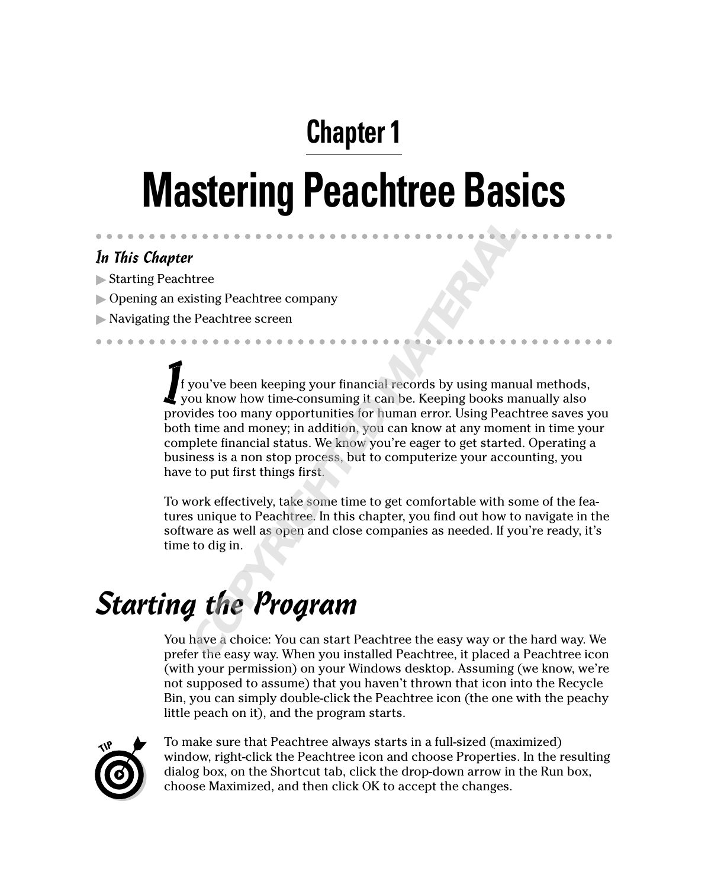# Chapter 1

# Mastering Peachtree Basics

### *In This Chapter*

- Starting Peachtree
- Opening an existing Peachtree company
- Navigating the Peachtree screen

If you've been keeping your financial records by using manual methods, you know how time-consuming it can be. Keeping books manually also provides too many opportunities for human error. Using Peachtree saves you both time and money; in addition, you can know at any moment in time your complete financial status. We know you're eager to get started. Operating a business is a non stop process, but to computerize your accounting, you have to put first things first.

To work effectively, take some time to get comfortable with some of the features unique to Peachtree. In this chapter, you find out how to navigate in the software as well as open and close companies as needed. If you're ready, it's time to dig in.

## *Starting the Program*

You have a choice: You can start Peachtree the easy way or the hard way. We prefer the easy way. When you installed Peachtree, it placed a Peachtree icon (with your permission) on your Windows desktop. Assuming (we know, we're not supposed to assume) that you haven't thrown that icon into the Recycle Bin, you can simply double-click the Peachtree icon (the one with the peachy little peach on it), and the program starts.

TIP

To make sure that Peachtree always starts in a full-sized (maximized) window, right-click the Peachtree icon and choose Properties. In the resulting dialog box, on the Shortcut tab, click the drop-down arrow in the Run box, choose Maximized, and then click OK to accept the changes.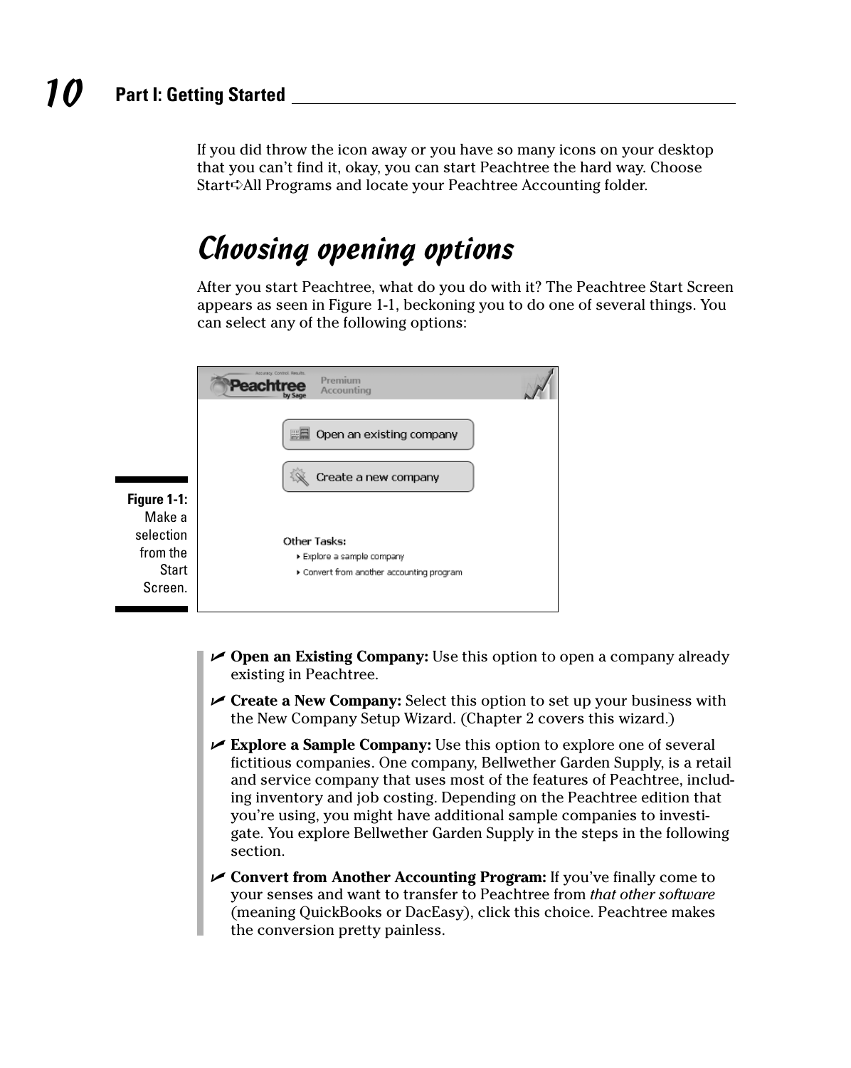If you did throw the icon away or you have so many icons on your desktop that you can't find it, okay, you can start Peachtree the hard way. Choose Start➪All Programs and locate your Peachtree Accounting folder.

## Choosing opening options

After you start Peachtree, what do you do with it? The Peachtree Start Screen appears as seen in Figure 1-1, beckoning you to do one of several things. You can select any of the following options:

**Figure 1-1:** Make a selection from the Start Screen.

- **Open an Existing Company:** Use this option to open a company already existing in Peachtree.
- **Create a New Company:** Select this option to set up your business with the New Company Setup Wizard. (Chapter 2 covers this wizard.)
- **Explore a Sample Company:** Use this option to explore one of several fictitious companies. One company, Bellwether Garden Supply, is a retail and service company that uses most of the features of Peachtree, including inventory and job costing. Depending on the Peachtree edition that you're using, you might have additional sample companies to investigate. You explore Bellwether Garden Supply in the steps in the following section.
- **Convert from Another Accounting Program:** If you've finally come to your senses and want to transfer to Peachtree from *that other software* (meaning QuickBooks or DacEasy), click this choice. Peachtree makes the conversion pretty painless.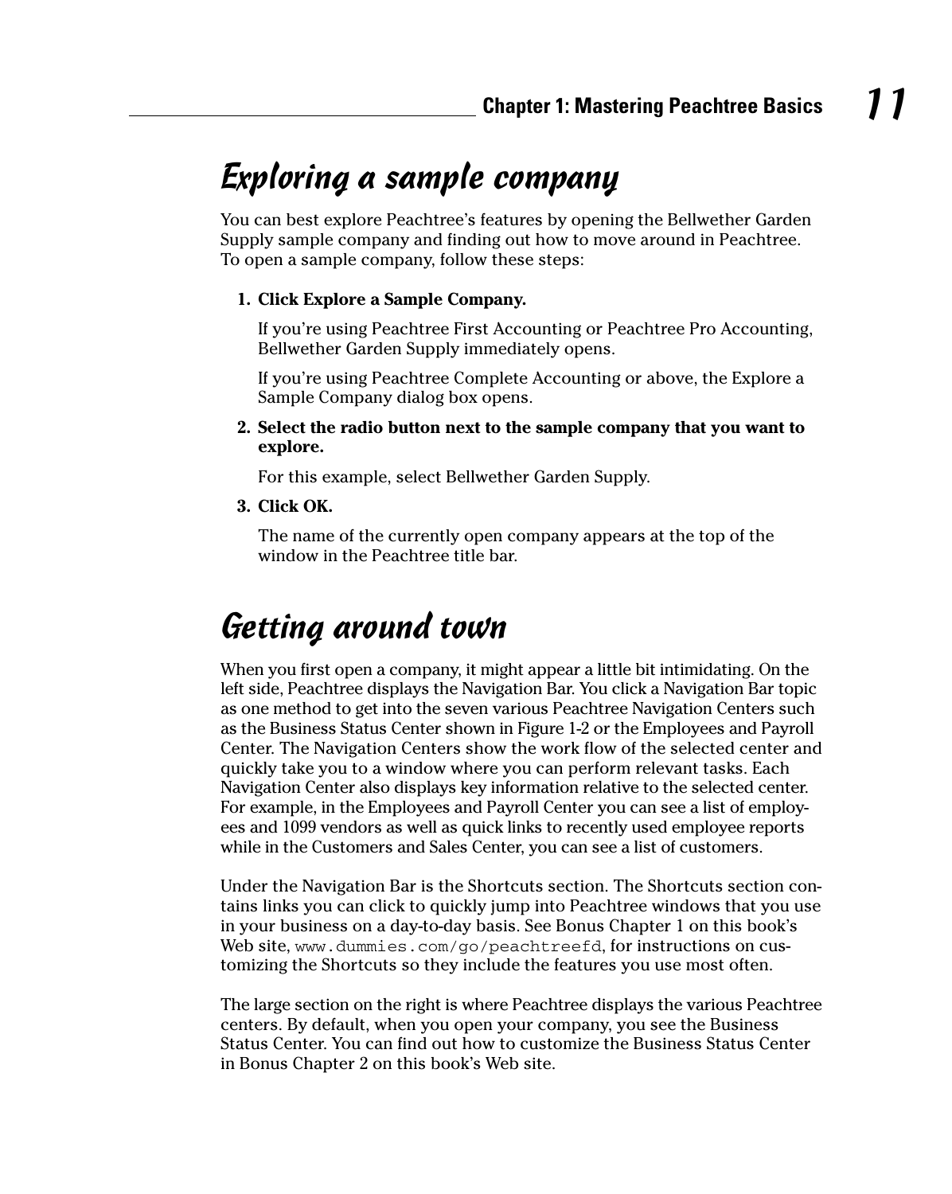## Exploring a sample company

You can best explore Peachtree's features by opening the Bellwether Garden Supply sample company and finding out how to move around in Peachtree. To open a sample company, follow these steps:

1. **Click Explore a Sample Company.**

   If you're using Peachtree First Accounting or Peachtree Pro Accounting, Bellwether Garden Supply immediately opens.

   If you're using Peachtree Complete Accounting or above, the Explore a Sample Company dialog box opens.

2. **Select the radio button next to the sample company that you want to explore.**

   For this example, select Bellwether Garden Supply.

3. **Click OK.**

   The name of the currently open company appears at the top of the window in the Peachtree title bar.

## Getting around town

When you first open a company, it might appear a little bit intimidating. On the left side, Peachtree displays the Navigation Bar. You click a Navigation Bar topic as one method to get into the seven various Peachtree Navigation Centers such as the Business Status Center shown in Figure 1-2 or the Employees and Payroll Center. The Navigation Centers show the work flow of the selected center and quickly take you to a window where you can perform relevant tasks. Each Navigation Center also displays key information relative to the selected center. For example, in the Employees and Payroll Center you can see a list of employees and 1099 vendors as well as quick links to recently used employee reports while in the Customers and Sales Center, you can see a list of customers.

Under the Navigation Bar is the Shortcuts section. The Shortcuts section contains links you can click to quickly jump into Peachtree windows that you use in your business on a day-to-day basis. See Bonus Chapter 1 on this book's Web site, `www.dummies.com/go/peachtreefd`, for instructions on customizing the Shortcuts so they include the features you use most often.

The large section on the right is where Peachtree displays the various Peachtree centers. By default, when you open your company, you see the Business Status Center. You can find out how to customize the Business Status Center in Bonus Chapter 2 on this book's Web site.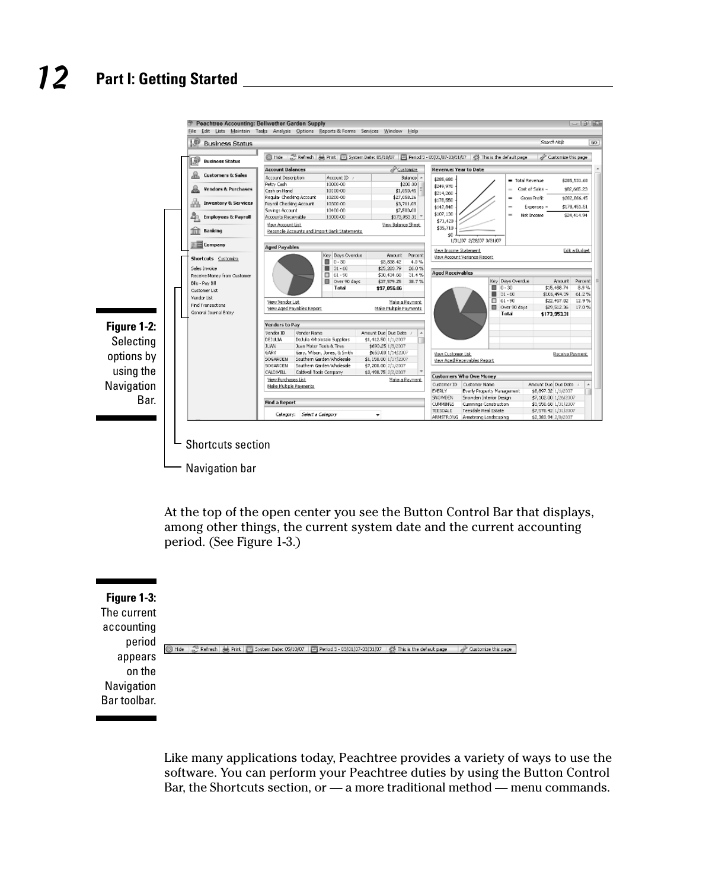**Figure 1-2:** Selecting options by using the Navigation Bar.

Shortcuts section

Navigation bar

At the top of the open center you see the Button Control Bar that displays, among other things, the current system date and the current accounting period. (See Figure 1-3.)

**Figure 1-3:** The current accounting period appears on the Navigation Bar toolbar.

Like many applications today, Peachtree provides a variety of ways to use the software. You can perform your Peachtree duties by using the Button Control Bar, the Shortcuts section, or — a more traditional method — menu commands.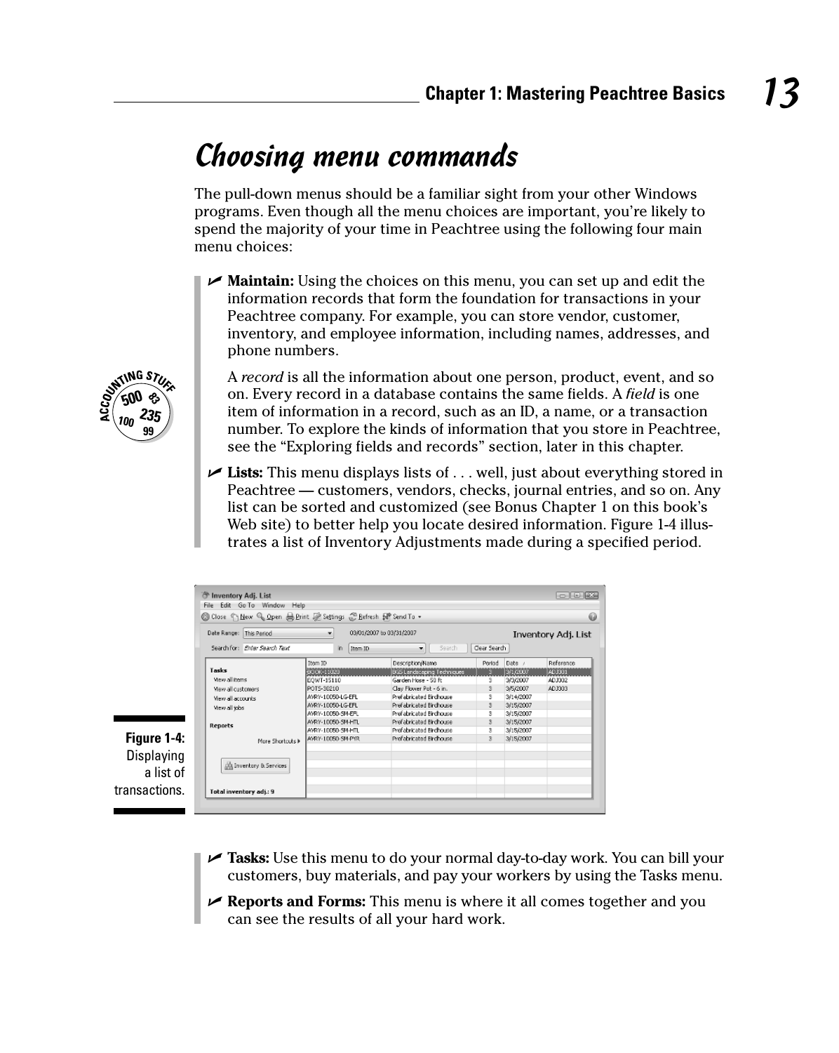## Choosing menu commands

The pull-down menus should be a familiar sight from your other Windows programs. Even though all the menu choices are important, you're likely to spend the majority of your time in Peachtree using the following four main menu choices:

- **Maintain:** Using the choices on this menu, you can set up and edit the information records that form the foundation for transactions in your Peachtree company. For example, you can store vendor, customer, inventory, and employee information, including names, addresses, and phone numbers.

  A *record* is all the information about one person, product, event, and so on. Every record in a database contains the same fields. A *field* is one item of information in a record, such as an ID, a name, or a transaction number. To explore the kinds of information that you store in Peachtree, see the "Exploring fields and records" section, later in this chapter.

- **Lists:** This menu displays lists of . . . well, just about everything stored in Peachtree — customers, vendors, checks, journal entries, and so on. Any list can be sorted and customized (see Bonus Chapter 1 on this book's Web site) to better help you locate desired information. Figure 1-4 illustrates a list of Inventory Adjustments made during a specified period.

**Figure 1-4:** Displaying a list of transactions.

- **Tasks:** Use this menu to do your normal day-to-day work. You can bill your customers, buy materials, and pay your workers by using the Tasks menu.
- **Reports and Forms:** This menu is where it all comes together and you can see the results of all your hard work.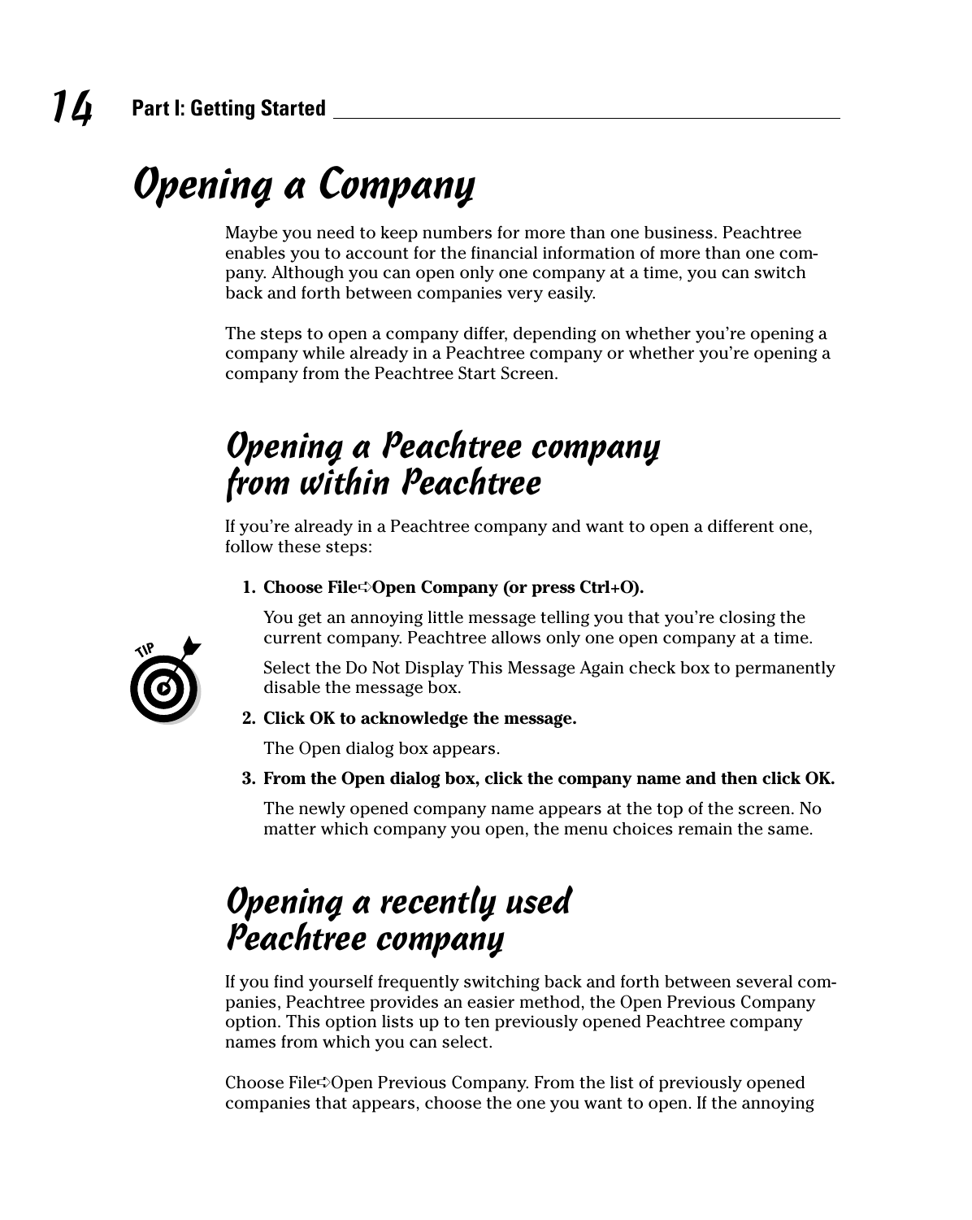# Opening a Company

Maybe you need to keep numbers for more than one business. Peachtree enables you to account for the financial information of more than one company. Although you can open only one company at a time, you can switch back and forth between companies very easily.

The steps to open a company differ, depending on whether you're opening a company while already in a Peachtree company or whether you're opening a company from the Peachtree Start Screen.

## Opening a Peachtree company from within Peachtree

If you're already in a Peachtree company and want to open a different one, follow these steps:

1. **Choose File➪Open Company (or press Ctrl+O).**

   You get an annoying little message telling you that you're closing the current company. Peachtree allows only one open company at a time.

   TIP: Select the Do Not Display This Message Again check box to permanently disable the message box.

2. **Click OK to acknowledge the message.**

   The Open dialog box appears.

3. **From the Open dialog box, click the company name and then click OK.**

   The newly opened company name appears at the top of the screen. No matter which company you open, the menu choices remain the same.

## Opening a recently used Peachtree company

If you find yourself frequently switching back and forth between several companies, Peachtree provides an easier method, the Open Previous Company option. This option lists up to ten previously opened Peachtree company names from which you can select.

Choose File➪Open Previous Company. From the list of previously opened companies that appears, choose the one you want to open. If the annoying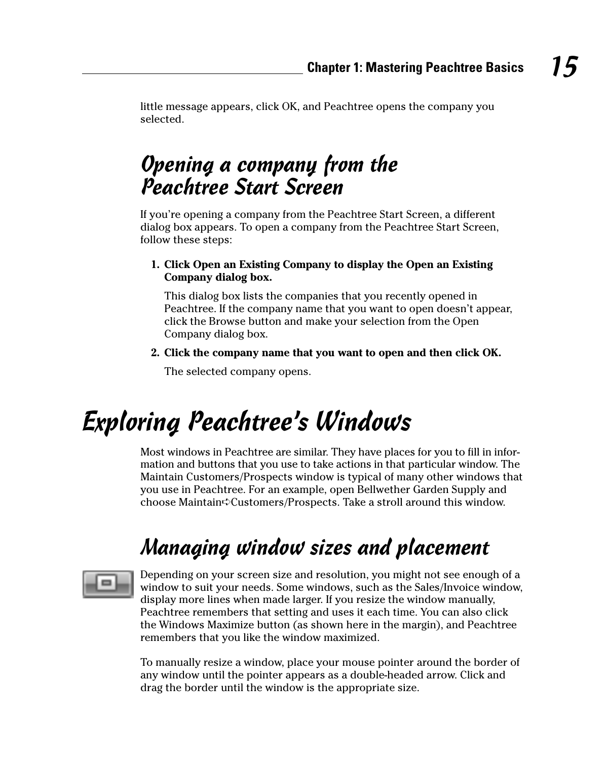little message appears, click OK, and Peachtree opens the company you selected.

### Opening a company from the Peachtree Start Screen

If you're opening a company from the Peachtree Start Screen, a different dialog box appears. To open a company from the Peachtree Start Screen, follow these steps:

1. **Click Open an Existing Company to display the Open an Existing Company dialog box.**

   This dialog box lists the companies that you recently opened in Peachtree. If the company name that you want to open doesn't appear, click the Browse button and make your selection from the Open Company dialog box.

2. **Click the company name that you want to open and then click OK.**

   The selected company opens.

## Exploring Peachtree's Windows

Most windows in Peachtree are similar. They have places for you to fill in information and buttons that you use to take actions in that particular window. The Maintain Customers/Prospects window is typical of many other windows that you use in Peachtree. For an example, open Bellwether Garden Supply and choose Maintain➪Customers/Prospects. Take a stroll around this window.

### Managing window sizes and placement

Depending on your screen size and resolution, you might not see enough of a window to suit your needs. Some windows, such as the Sales/Invoice window, display more lines when made larger. If you resize the window manually, Peachtree remembers that setting and uses it each time. You can also click the Windows Maximize button (as shown here in the margin), and Peachtree remembers that you like the window maximized.

To manually resize a window, place your mouse pointer around the border of any window until the pointer appears as a double-headed arrow. Click and drag the border until the window is the appropriate size.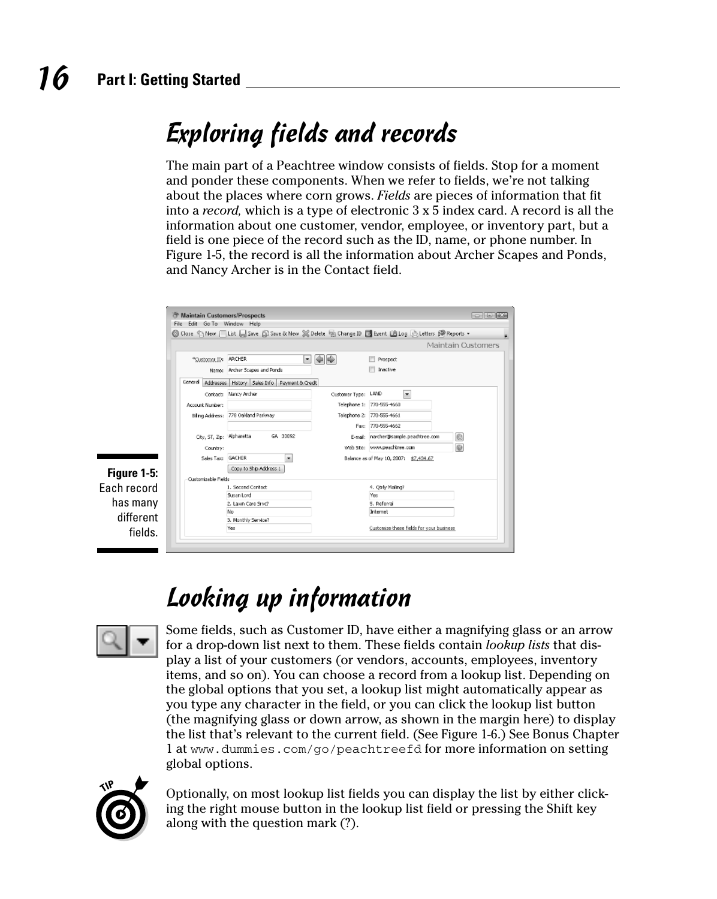## Exploring fields and records

The main part of a Peachtree window consists of fields. Stop for a moment and ponder these components. When we refer to fields, we're not talking about the places where corn grows. *Fields* are pieces of information that fit into a *record,* which is a type of electronic 3 x 5 index card. A record is all the information about one customer, vendor, employee, or inventory part, but a field is one piece of the record such as the ID, name, or phone number. In Figure 1-5, the record is all the information about Archer Scapes and Ponds, and Nancy Archer is in the Contact field.

**Figure 1-5:** Each record has many different fields.

## Looking up information

Some fields, such as Customer ID, have either a magnifying glass or an arrow for a drop-down list next to them. These fields contain *lookup lists* that display a list of your customers (or vendors, accounts, employees, inventory items, and so on). You can choose a record from a lookup list. Depending on the global options that you set, a lookup list might automatically appear as you type any character in the field, or you can click the lookup list button (the magnifying glass or down arrow, as shown in the margin here) to display the list that's relevant to the current field. (See Figure 1-6.) See Bonus Chapter 1 at www.dummies.com/go/peachtreefd for more information on setting global options.

Optionally, on most lookup list fields you can display the list by either clicking the right mouse button in the lookup list field or pressing the Shift key along with the question mark (?).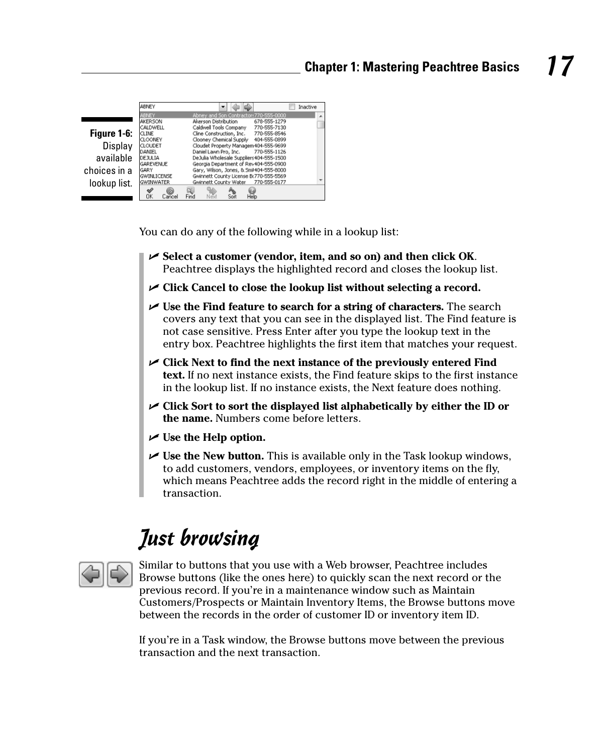**Figure 1-6:** Display available choices in a lookup list.

You can do any of the following while in a lookup list:

- **Select a customer (vendor, item, and so on) and then click OK**. Peachtree displays the highlighted record and closes the lookup list.
- **Click Cancel to close the lookup list without selecting a record.**
- **Use the Find feature to search for a string of characters.** The search covers any text that you can see in the displayed list. The Find feature is not case sensitive. Press Enter after you type the lookup text in the entry box. Peachtree highlights the first item that matches your request.
- **Click Next to find the next instance of the previously entered Find text.** If no next instance exists, the Find feature skips to the first instance in the lookup list. If no instance exists, the Next feature does nothing.
- **Click Sort to sort the displayed list alphabetically by either the ID or the name.** Numbers come before letters.
- **Use the Help option.**
- **Use the New button.** This is available only in the Task lookup windows, to add customers, vendors, employees, or inventory items on the fly, which means Peachtree adds the record right in the middle of entering a transaction.

## Just browsing

Similar to buttons that you use with a Web browser, Peachtree includes Browse buttons (like the ones here) to quickly scan the next record or the previous record. If you're in a maintenance window such as Maintain Customers/Prospects or Maintain Inventory Items, the Browse buttons move between the records in the order of customer ID or inventory item ID.

If you're in a Task window, the Browse buttons move between the previous transaction and the next transaction.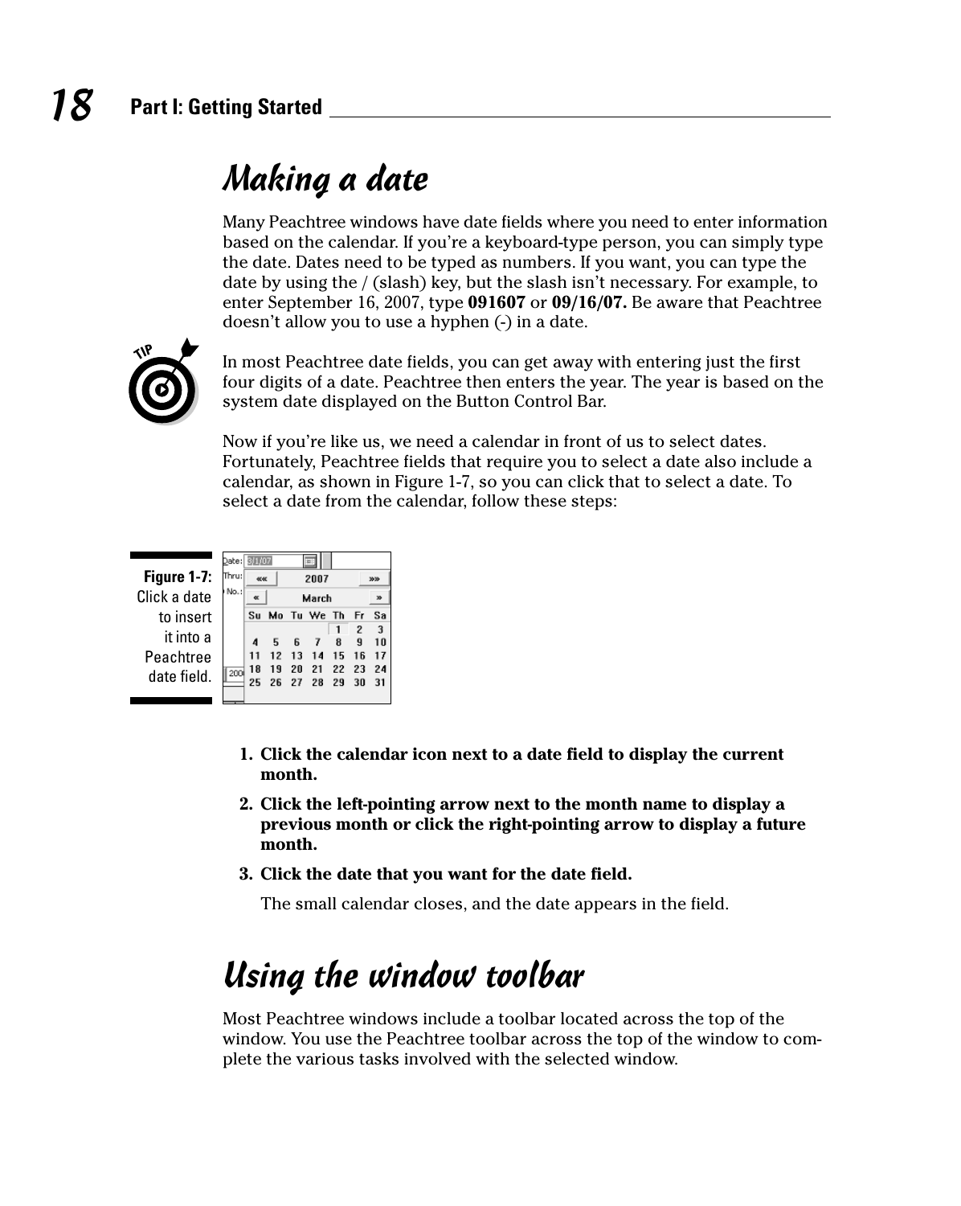# Making a date

Many Peachtree windows have date fields where you need to enter information based on the calendar. If you're a keyboard-type person, you can simply type the date. Dates need to be typed as numbers. If you want, you can type the date by using the / (slash) key, but the slash isn't necessary. For example, to enter September 16, 2007, type **091607** or **09/16/07.** Be aware that Peachtree doesn't allow you to use a hyphen (-) in a date.

TIP: In most Peachtree date fields, you can get away with entering just the first four digits of a date. Peachtree then enters the year. The year is based on the system date displayed on the Button Control Bar.

Now if you're like us, we need a calendar in front of us to select dates. Fortunately, Peachtree fields that require you to select a date also include a calendar, as shown in Figure 1-7, so you can click that to select a date. To select a date from the calendar, follow these steps:

**Figure 1-7:** Click a date to insert it into a Peachtree date field.

1. **Click the calendar icon next to a date field to display the current month.**
2. **Click the left-pointing arrow next to the month name to display a previous month or click the right-pointing arrow to display a future month.**
3. **Click the date that you want for the date field.**

   The small calendar closes, and the date appears in the field.

# Using the window toolbar

Most Peachtree windows include a toolbar located across the top of the window. You use the Peachtree toolbar across the top of the window to complete the various tasks involved with the selected window.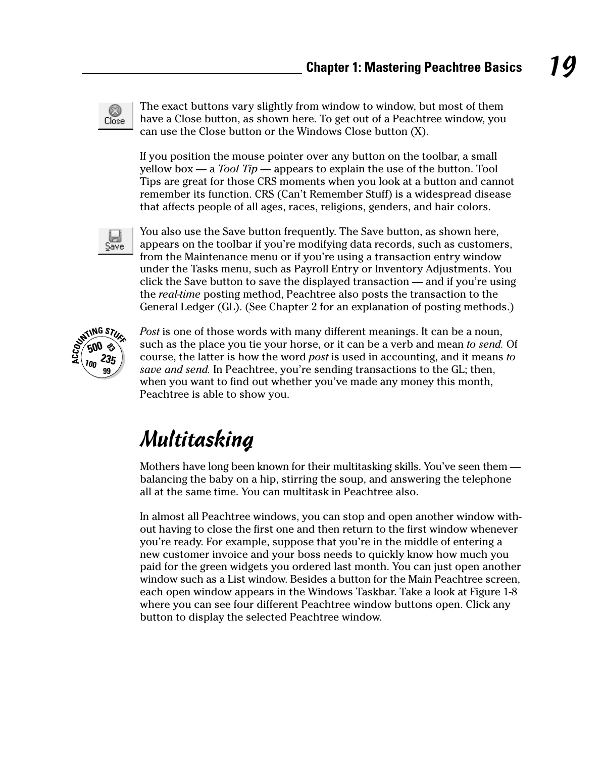The exact buttons vary slightly from window to window, but most of them have a Close button, as shown here. To get out of a Peachtree window, you can use the Close button or the Windows Close button (X).

If you position the mouse pointer over any button on the toolbar, a small yellow box — a *Tool Tip* — appears to explain the use of the button. Tool Tips are great for those CRS moments when you look at a button and cannot remember its function. CRS (Can't Remember Stuff) is a widespread disease that affects people of all ages, races, religions, genders, and hair colors.

You also use the Save button frequently. The Save button, as shown here, appears on the toolbar if you're modifying data records, such as customers, from the Maintenance menu or if you're using a transaction entry window under the Tasks menu, such as Payroll Entry or Inventory Adjustments. You click the Save button to save the displayed transaction — and if you're using the *real-time* posting method, Peachtree also posts the transaction to the General Ledger (GL). (See Chapter 2 for an explanation of posting methods.)

*Post* is one of those words with many different meanings. It can be a noun, such as the place you tie your horse, or it can be a verb and mean *to send.* Of course, the latter is how the word *post* is used in accounting, and it means *to save and send.* In Peachtree, you're sending transactions to the GL; then, when you want to find out whether you've made any money this month, Peachtree is able to show you.

## Multitasking

Mothers have long been known for their multitasking skills. You've seen them — balancing the baby on a hip, stirring the soup, and answering the telephone all at the same time. You can multitask in Peachtree also.

In almost all Peachtree windows, you can stop and open another window without having to close the first one and then return to the first window whenever you're ready. For example, suppose that you're in the middle of entering a new customer invoice and your boss needs to quickly know how much you paid for the green widgets you ordered last month. You can just open another window such as a List window. Besides a button for the Main Peachtree screen, each open window appears in the Windows Taskbar. Take a look at Figure 1-8 where you can see four different Peachtree window buttons open. Click any button to display the selected Peachtree window.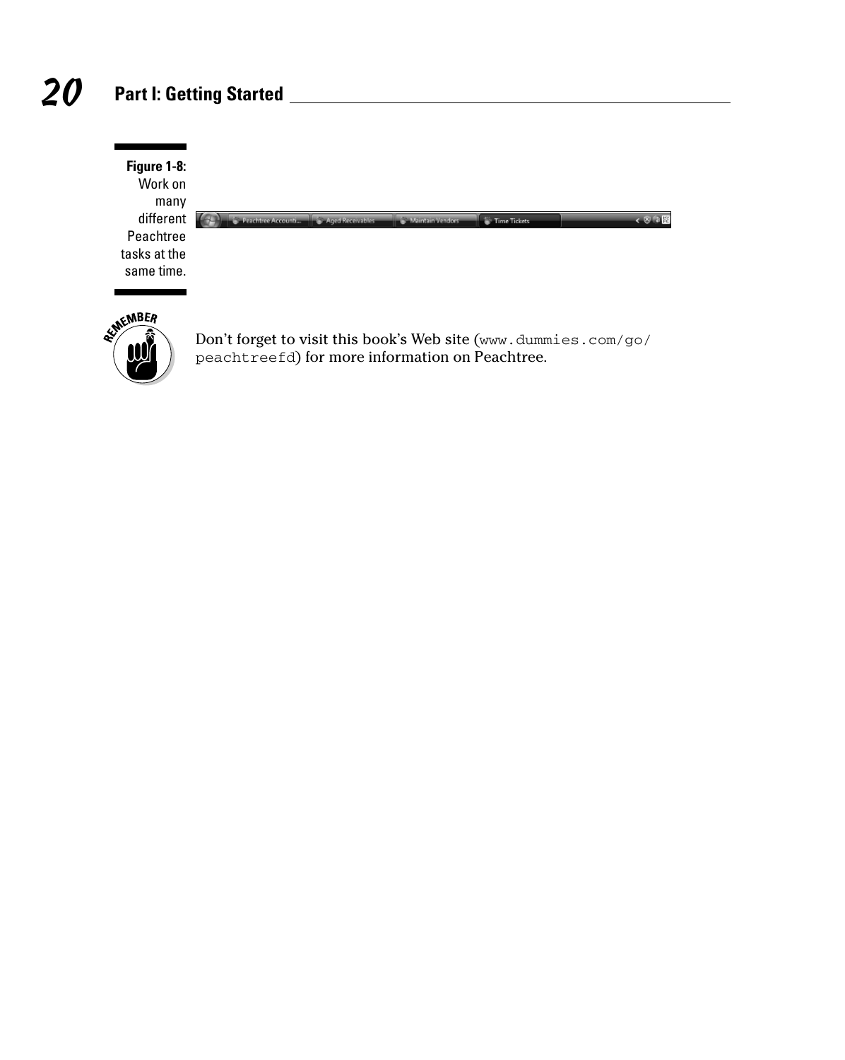**Figure 1-8:** Work on many different Peachtree tasks at the same time.

Don't forget to visit this book's Web site (`www.dummies.com/go/peachtreefd`) for more information on Peachtree.